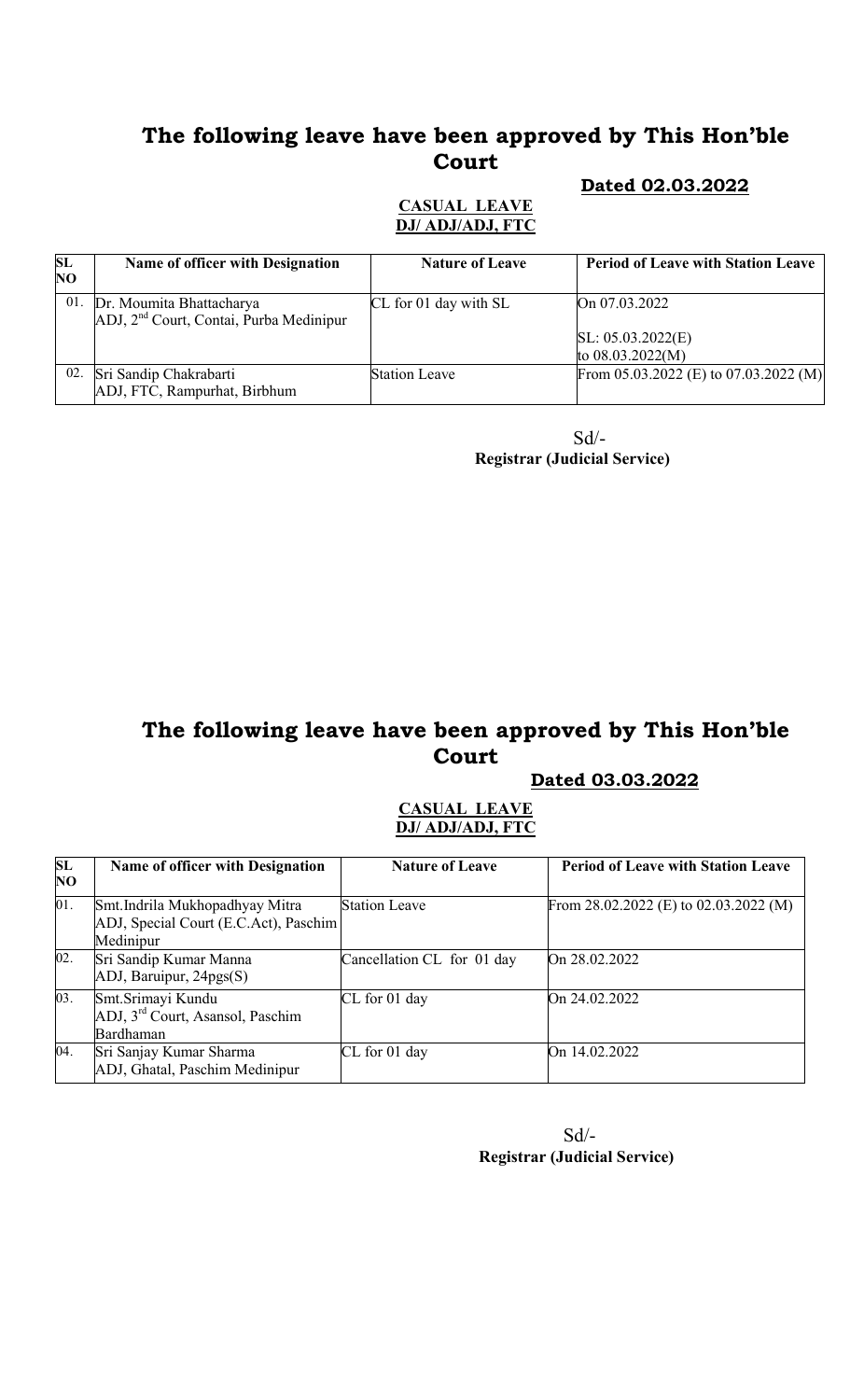# The following leave have been approved by This Hon'ble Court

**Dated 02.03.2022**

**CASUAL LEAVE**
**DJ/ ADJ/ADJ, FTC**

| SL NO | Name of officer with Designation | Nature of Leave | Period of Leave with Station Leave |
|---|---|---|---|
| 01. | Dr. Moumita Bhattacharya<br>ADJ, 2nd Court, Contai, Purba Medinipur | CL for 01 day with SL | On 07.03.2022<br><br>SL: 05.03.2022(E)<br>to 08.03.2022(M) |
| 02. | Sri Sandip Chakrabarti<br>ADJ, FTC, Rampurhat, Birbhum | Station Leave | From 05.03.2022 (E) to 07.03.2022 (M) |

Sd/-
**Registrar (Judicial Service)**

# The following leave have been approved by This Hon'ble Court

**Dated 03.03.2022**

**CASUAL LEAVE**
**DJ/ ADJ/ADJ, FTC**

| SL NO | Name of officer with Designation | Nature of Leave | Period of Leave with Station Leave |
|---|---|---|---|
| 01. | Smt.Indrila Mukhopadhyay Mitra<br>ADJ, Special Court (E.C.Act), Paschim Medinipur | Station Leave | From 28.02.2022 (E) to 02.03.2022 (M) |
| 02. | Sri Sandip Kumar Manna<br>ADJ, Baruipur, 24pgs(S) | Cancellation CL for 01 day | On 28.02.2022 |
| 03. | Smt.Srimayi Kundu<br>ADJ, 3rd Court, Asansol, Paschim Bardhaman | CL for 01 day | On 24.02.2022 |
| 04. | Sri Sanjay Kumar Sharma<br>ADJ, Ghatal, Paschim Medinipur | CL for 01 day | On 14.02.2022 |

Sd/-
**Registrar (Judicial Service)**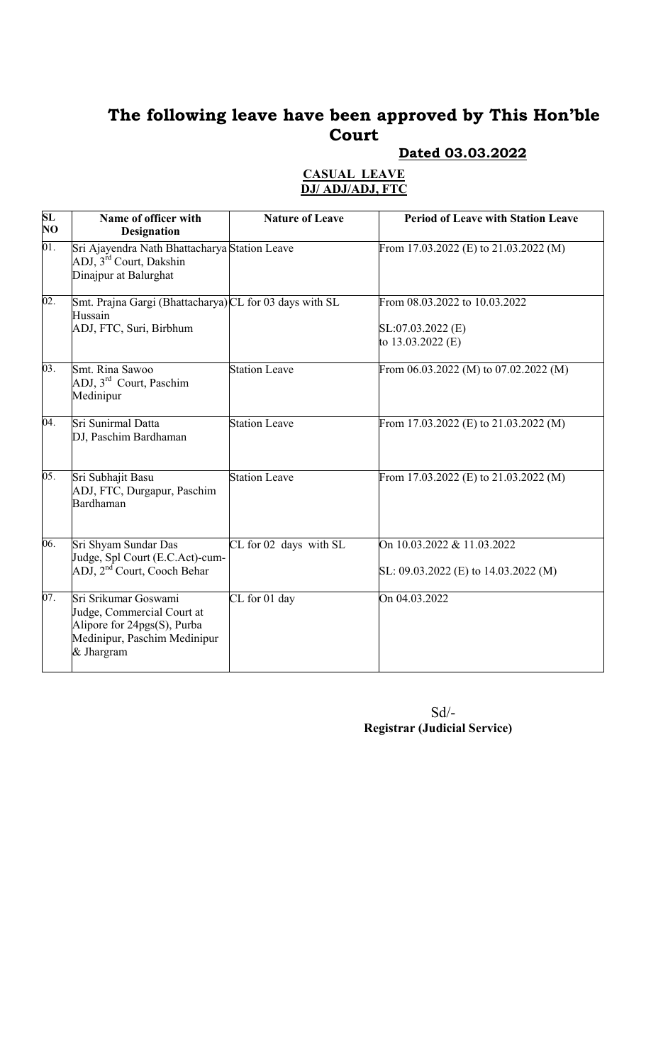# The following leave have been approved by This Hon'ble Court

**Dated 03.03.2022**

**CASUAL LEAVE**
**DJ/ ADJ/ADJ, FTC**

| SL NO | Name of officer with Designation | Nature of Leave | Period of Leave with Station Leave |
|---|---|---|---|
| 01. | Sri Ajayendra Nath Bhattacharya ADJ, 3rd Court, Dakshin Dinajpur at Balurghat | Station Leave | From 17.03.2022 (E) to 21.03.2022 (M) |
| 02. | Smt. Prajna Gargi (Bhattacharya) Hussain ADJ, FTC, Suri, Birbhum | CL for 03 days with SL | From 08.03.2022 to 10.03.2022<br>SL:07.03.2022 (E) to 13.03.2022 (E) |
| 03. | Smt. Rina Sawoo ADJ, 3rd Court, Paschim Medinipur | Station Leave | From 06.03.2022 (M) to 07.02.2022 (M) |
| 04. | Sri Sunirmal Datta DJ, Paschim Bardhaman | Station Leave | From 17.03.2022 (E) to 21.03.2022 (M) |
| 05. | Sri Subhajit Basu ADJ, FTC, Durgapur, Paschim Bardhaman | Station Leave | From 17.03.2022 (E) to 21.03.2022 (M) |
| 06. | Sri Shyam Sundar Das Judge, Spl Court (E.C.Act)-cum-ADJ, 2nd Court, Cooch Behar | CL for 02 days with SL | On 10.03.2022 & 11.03.2022<br>SL: 09.03.2022 (E) to 14.03.2022 (M) |
| 07. | Sri Srikumar Goswami Judge, Commercial Court at Alipore for 24pgs(S), Purba Medinipur, Paschim Medinipur & Jhargram | CL for 01 day | On 04.03.2022 |

Sd/-
**Registrar (Judicial Service)**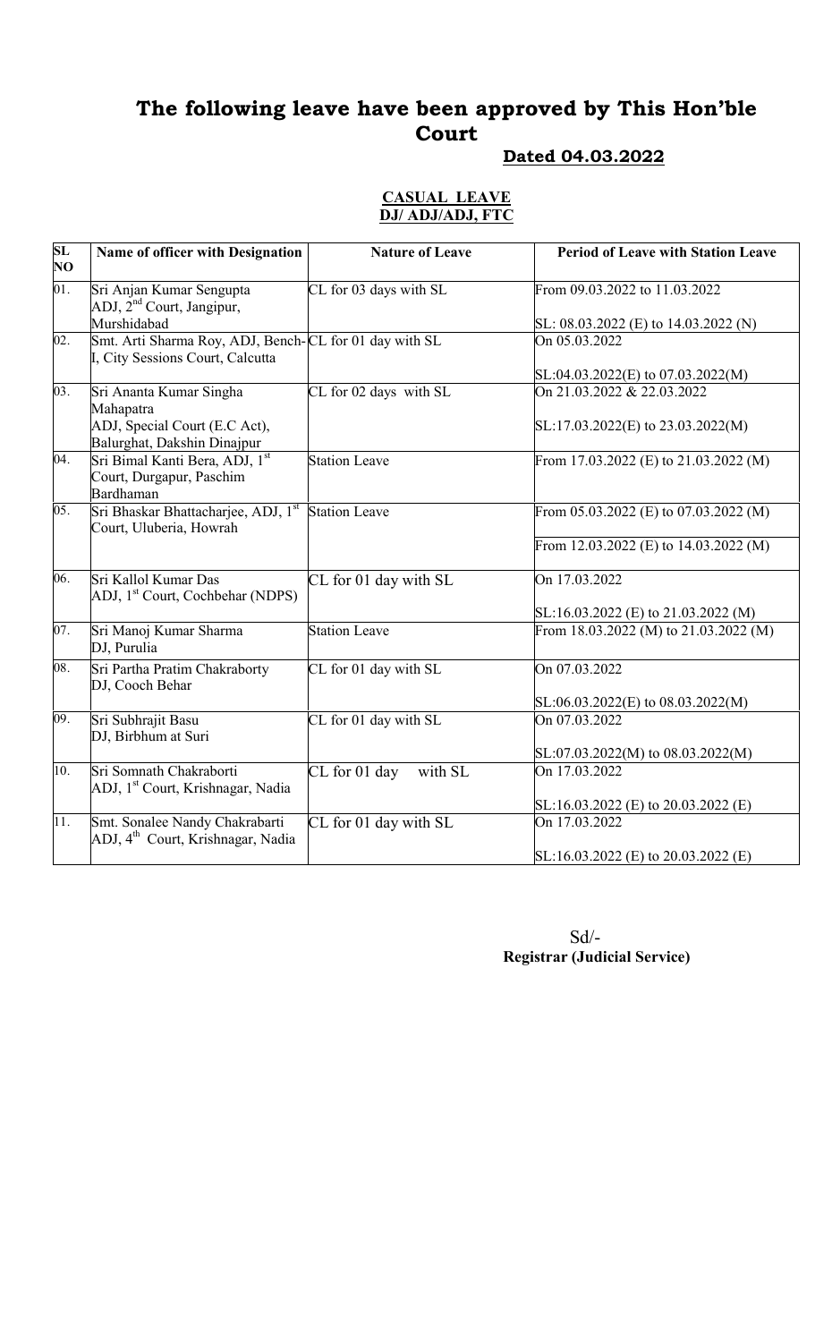# The following leave have been approved by This Hon'ble Court

## Dated 04.03.2022

### CASUAL LEAVE
### DJ/ ADJ/ADJ, FTC

| SL NO | Name of officer with Designation | Nature of Leave | Period of Leave with Station Leave |
|---|---|---|---|
| 01. | Sri Anjan Kumar Sengupta ADJ, 2nd Court, Jangipur, Murshidabad | CL for 03 days with SL | From 09.03.2022 to 11.03.2022<br><br>SL: 08.03.2022 (E) to 14.03.2022 (N) |
| 02. | Smt. Arti Sharma Roy, ADJ, Bench-I, City Sessions Court, Calcutta | CL for 01 day with SL | On 05.03.2022<br><br>SL:04.03.2022(E) to 07.03.2022(M) |
| 03. | Sri Ananta Kumar Singha Mahapatra ADJ, Special Court (E.C Act), Balurghat, Dakshin Dinajpur | CL for 02 days with SL | On 21.03.2022 & 22.03.2022<br><br>SL:17.03.2022(E) to 23.03.2022(M) |
| 04. | Sri Bimal Kanti Bera, ADJ, 1st Court, Durgapur, Paschim Bardhaman | Station Leave | From 17.03.2022 (E) to 21.03.2022 (M) |
| 05. | Sri Bhaskar Bhattacharjee, ADJ, 1st Court, Uluberia, Howrah | Station Leave | From 05.03.2022 (E) to 07.03.2022 (M)<br><br>From 12.03.2022 (E) to 14.03.2022 (M) |
| 06. | Sri Kallol Kumar Das ADJ, 1st Court, Cochbehar (NDPS) | CL for 01 day with SL | On 17.03.2022<br><br>SL:16.03.2022 (E) to 21.03.2022 (M) |
| 07. | Sri Manoj Kumar Sharma DJ, Purulia | Station Leave | From 18.03.2022 (M) to 21.03.2022 (M) |
| 08. | Sri Partha Pratim Chakraborty DJ, Cooch Behar | CL for 01 day with SL | On 07.03.2022<br><br>SL:06.03.2022(E) to 08.03.2022(M) |
| 09. | Sri Subhrajit Basu DJ, Birbhum at Suri | CL for 01 day with SL | On 07.03.2022<br><br>SL:07.03.2022(M) to 08.03.2022(M) |
| 10. | Sri Somnath Chakraborti ADJ, 1st Court, Krishnagar, Nadia | CL for 01 day with SL | On 17.03.2022<br><br>SL:16.03.2022 (E) to 20.03.2022 (E) |
| 11. | Smt. Sonalee Nandy Chakrabarti ADJ, 4th Court, Krishnagar, Nadia | CL for 01 day with SL | On 17.03.2022<br><br>SL:16.03.2022 (E) to 20.03.2022 (E) |

Sd/-
**Registrar (Judicial Service)**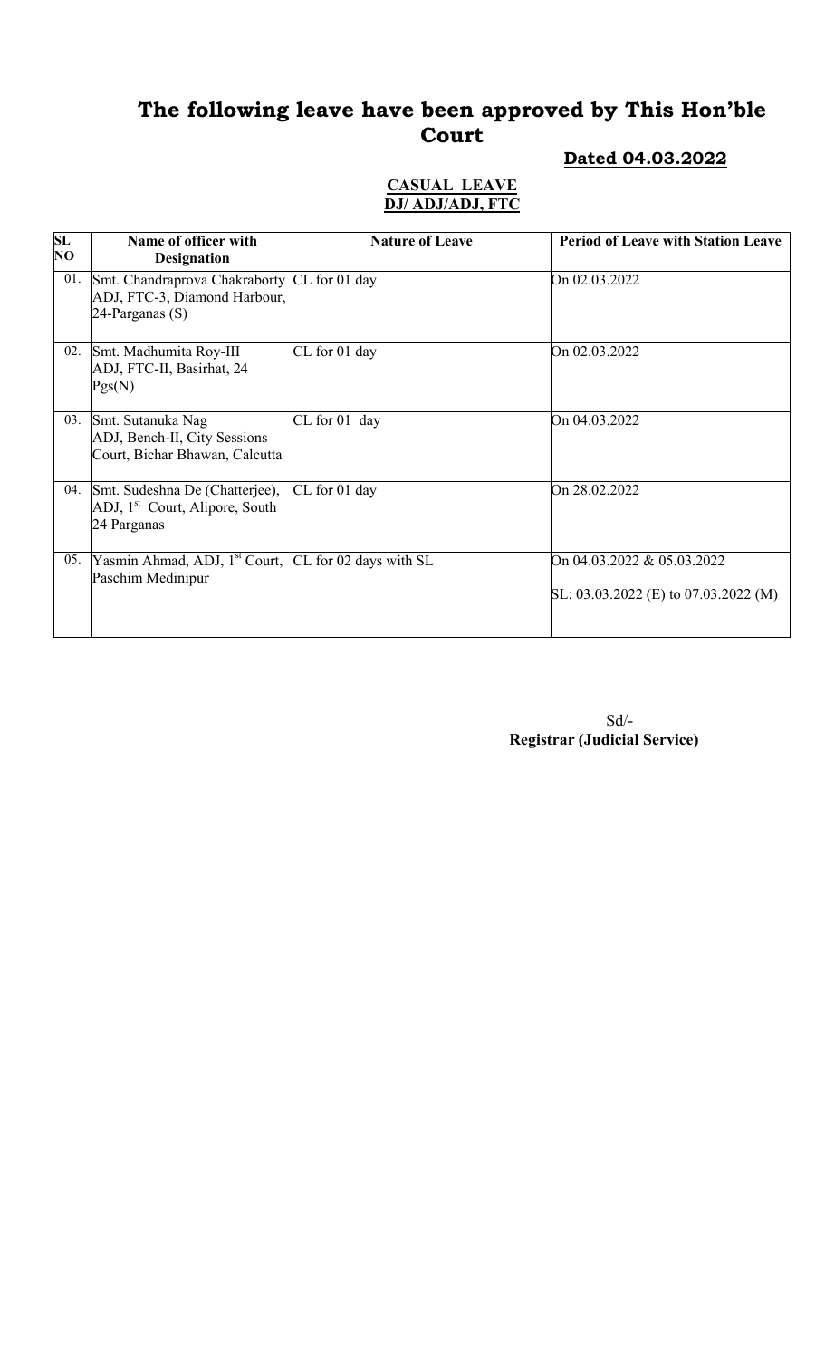# The following leave have been approved by This Hon'ble Court

**Dated 04.03.2022**

**CASUAL LEAVE**
**DJ/ ADJ/ADJ, FTC**

| SL NO | Name of officer with Designation | Nature of Leave | Period of Leave with Station Leave |
|---|---|---|---|
| 01. | Smt. Chandraprova Chakraborty ADJ, FTC-3, Diamond Harbour, 24-Parganas (S) | CL for 01 day | On 02.03.2022 |
| 02. | Smt. Madhumita Roy-III ADJ, FTC-II, Basirhat, 24 Pgs(N) | CL for 01 day | On 02.03.2022 |
| 03. | Smt. Sutanuka Nag ADJ, Bench-II, City Sessions Court, Bichar Bhawan, Calcutta | CL for 01 day | On 04.03.2022 |
| 04. | Smt. Sudeshna De (Chatterjee), ADJ, 1st Court, Alipore, South 24 Parganas | CL for 01 day | On 28.02.2022 |
| 05. | Yasmin Ahmad, ADJ, 1st Court, Paschim Medinipur | CL for 02 days with SL | On 04.03.2022 & 05.03.2022<br>SL: 03.03.2022 (E) to 07.03.2022 (M) |

Sd/-
**Registrar (Judicial Service)**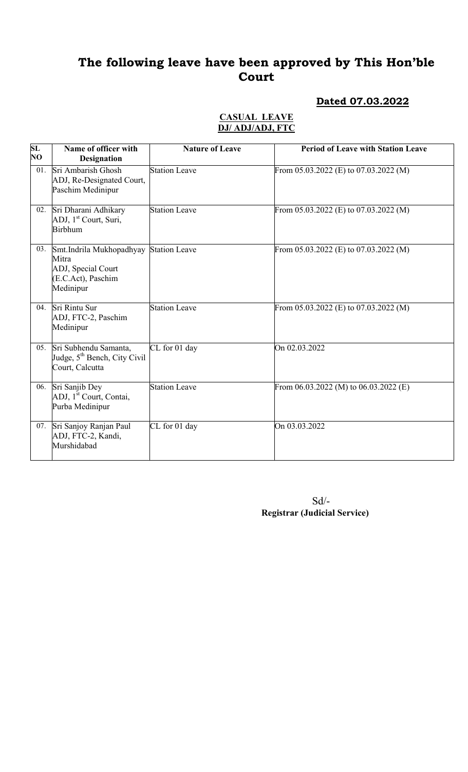# The following leave have been approved by This Hon'ble Court

**Dated 07.03.2022**

**CASUAL LEAVE**
**DJ/ ADJ/ADJ, FTC**

| SL NO | Name of officer with Designation | Nature of Leave | Period of Leave with Station Leave |
|---|---|---|---|
| 01. | Sri Ambarish Ghosh ADJ, Re-Designated Court, Paschim Medinipur | Station Leave | From 05.03.2022 (E) to 07.03.2022 (M) |
| 02. | Sri Dharani Adhikary ADJ, 1st Court, Suri, Birbhum | Station Leave | From 05.03.2022 (E) to 07.03.2022 (M) |
| 03. | Smt.Indrila Mukhopadhyay Mitra ADJ, Special Court (E.C.Act), Paschim Medinipur | Station Leave | From 05.03.2022 (E) to 07.03.2022 (M) |
| 04. | Sri Rintu Sur ADJ, FTC-2, Paschim Medinipur | Station Leave | From 05.03.2022 (E) to 07.03.2022 (M) |
| 05. | Sri Subhendu Samanta, Judge, 5th Bench, City Civil Court, Calcutta | CL for 01 day | On 02.03.2022 |
| 06. | Sri Sanjib Dey ADJ, 1st Court, Contai, Purba Medinipur | Station Leave | From 06.03.2022 (M) to 06.03.2022 (E) |
| 07. | Sri Sanjoy Ranjan Paul ADJ, FTC-2, Kandi, Murshidabad | CL for 01 day | On 03.03.2022 |

Sd/-
**Registrar (Judicial Service)**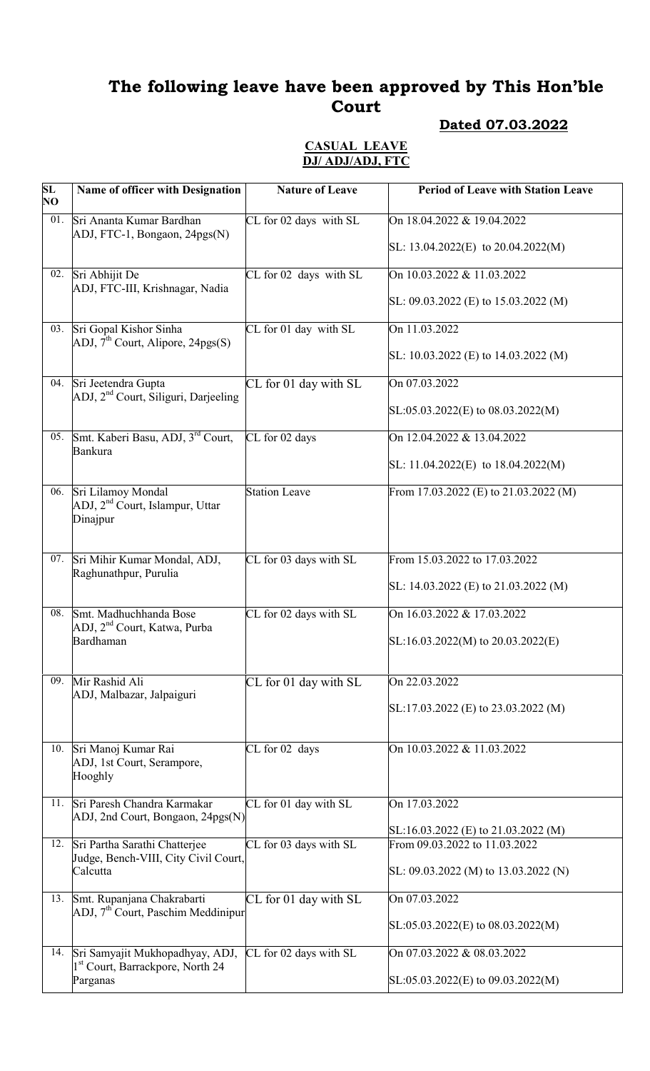# The following leave have been approved by This Hon'ble Court

**Dated 07.03.2022**

**CASUAL LEAVE**
**DJ/ ADJ/ADJ, FTC**

| SL NO | Name of officer with Designation | Nature of Leave | Period of Leave with Station Leave |
|---|---|---|---|
| 01. | Sri Ananta Kumar Bardhan ADJ, FTC-1, Bongaon, 24pgs(N) | CL for 02 days with SL | On 18.04.2022 & 19.04.2022<br>SL: 13.04.2022(E) to 20.04.2022(M) |
| 02. | Sri Abhijit De ADJ, FTC-III, Krishnagar, Nadia | CL for 02 days with SL | On 10.03.2022 & 11.03.2022<br>SL: 09.03.2022 (E) to 15.03.2022 (M) |
| 03. | Sri Gopal Kishor Sinha ADJ, 7th Court, Alipore, 24pgs(S) | CL for 01 day with SL | On 11.03.2022<br>SL: 10.03.2022 (E) to 14.03.2022 (M) |
| 04. | Sri Jeetendra Gupta ADJ, 2nd Court, Siliguri, Darjeeling | CL for 01 day with SL | On 07.03.2022<br>SL:05.03.2022(E) to 08.03.2022(M) |
| 05. | Smt. Kaberi Basu, ADJ, 3rd Court, Bankura | CL for 02 days | On 12.04.2022 & 13.04.2022<br>SL: 11.04.2022(E) to 18.04.2022(M) |
| 06. | Sri Lilamoy Mondal ADJ, 2nd Court, Islampur, Uttar Dinajpur | Station Leave | From 17.03.2022 (E) to 21.03.2022 (M) |
| 07. | Sri Mihir Kumar Mondal, ADJ, Raghunathpur, Purulia | CL for 03 days with SL | From 15.03.2022 to 17.03.2022<br>SL: 14.03.2022 (E) to 21.03.2022 (M) |
| 08. | Smt. Madhuchhanda Bose ADJ, 2nd Court, Katwa, Purba Bardhaman | CL for 02 days with SL | On 16.03.2022 & 17.03.2022<br>SL:16.03.2022(M) to 20.03.2022(E) |
| 09. | Mir Rashid Ali ADJ, Malbazar, Jalpaiguri | CL for 01 day with SL | On 22.03.2022<br>SL:17.03.2022 (E) to 23.03.2022 (M) |
| 10. | Sri Manoj Kumar Rai ADJ, 1st Court, Serampore, Hooghly | CL for 02 days | On 10.03.2022 & 11.03.2022 |
| 11. | Sri Paresh Chandra Karmakar ADJ, 2nd Court, Bongaon, 24pgs(N) | CL for 01 day with SL | On 17.03.2022<br>SL:16.03.2022 (E) to 21.03.2022 (M) |
| 12. | Sri Partha Sarathi Chatterjee Judge, Bench-VIII, City Civil Court, Calcutta | CL for 03 days with SL | From 09.03.2022 to 11.03.2022<br>SL: 09.03.2022 (M) to 13.03.2022 (N) |
| 13. | Smt. Rupanjana Chakrabarti ADJ, 7th Court, Paschim Meddinipur | CL for 01 day with SL | On 07.03.2022<br>SL:05.03.2022(E) to 08.03.2022(M) |
| 14. | Sri Samyajit Mukhopadhyay, ADJ, 1st Court, Barrackpore, North 24 Parganas | CL for 02 days with SL | On 07.03.2022 & 08.03.2022<br>SL:05.03.2022(E) to 09.03.2022(M) |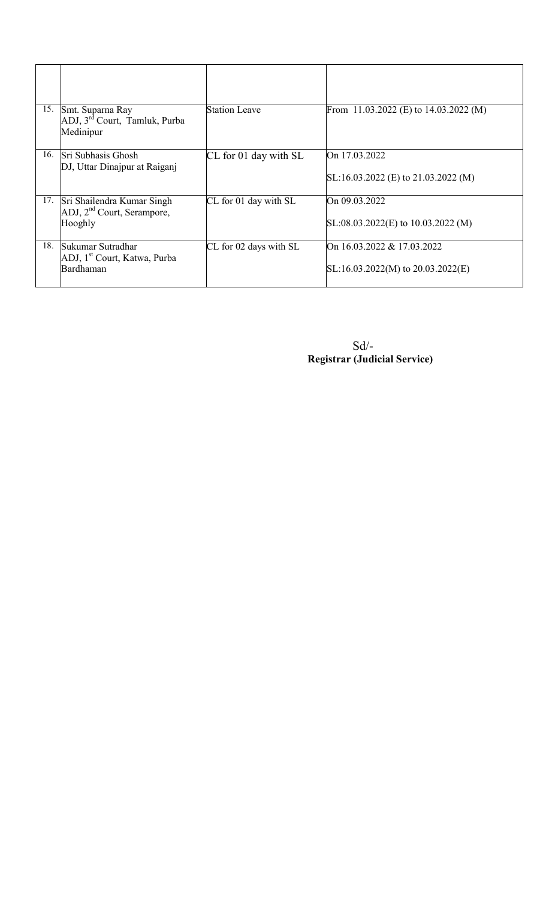| | | | |
|---|---|---|---|
| 15. | Smt. Suparna Ray<br>ADJ, 3rd Court, Tamluk, Purba Medinipur | Station Leave | From 11.03.2022 (E) to 14.03.2022 (M) |
| 16. | Sri Subhasis Ghosh<br>DJ, Uttar Dinajpur at Raiganj | CL for 01 day with SL | On 17.03.2022<br>SL:16.03.2022 (E) to 21.03.2022 (M) |
| 17. | Sri Shailendra Kumar Singh<br>ADJ, 2nd Court, Serampore, Hooghly | CL for 01 day with SL | On 09.03.2022<br>SL:08.03.2022(E) to 10.03.2022 (M) |
| 18. | Sukumar Sutradhar<br>ADJ, 1st Court, Katwa, Purba Bardhaman | CL for 02 days with SL | On 16.03.2022 & 17.03.2022<br>SL:16.03.2022(M) to 20.03.2022(E) |

Sd/-
**Registrar (Judicial Service)**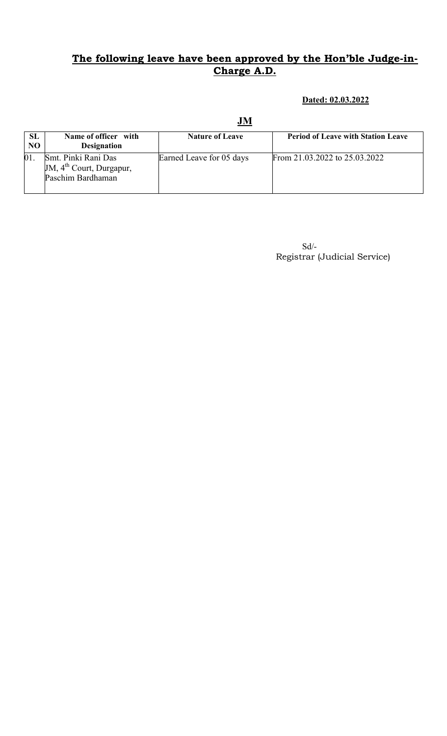## The following leave have been approved by the Hon'ble Judge-in-Charge A.D.

**Dated: 02.03.2022**

### JM

| SL NO | Name of officer with Designation | Nature of Leave | Period of Leave with Station Leave |
|---|---|---|---|
| 01. | Smt. Pinki Rani Das JM, 4th Court, Durgapur, Paschim Bardhaman | Earned Leave for 05 days | From 21.03.2022 to 25.03.2022 |

Sd/-
Registrar (Judicial Service)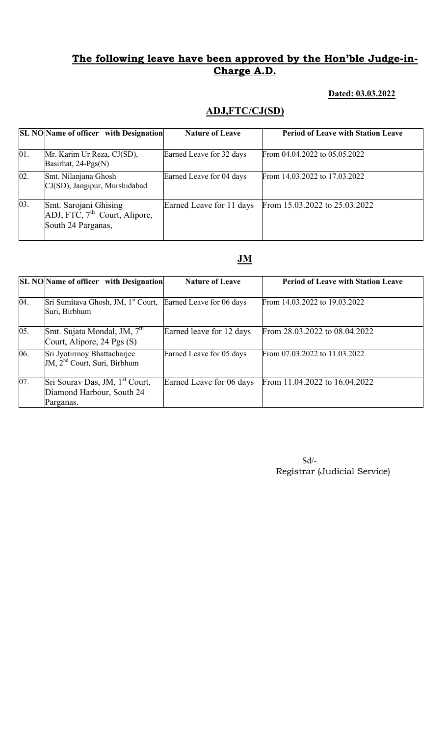## **The following leave have been approved by the Hon'ble Judge-in-Charge A.D.**

**Dated: 03.03.2022**

### **ADJ,FTC/CJ(SD)**

| SL NO | Name of officer with Designation | Nature of Leave | Period of Leave with Station Leave |
|---|---|---|---|
| 01. | Mr. Karim Ur Reza, CJ(SD), Basirhat, 24-Pgs(N) | Earned Leave for 32 days | From 04.04.2022 to 05.05.2022 |
| 02. | Smt. Nilanjana Ghosh CJ(SD), Jangipur, Murshidabad | Earned Leave for 04 days | From 14.03.2022 to 17.03.2022 |
| 03. | Smt. Sarojani Ghising ADJ, FTC, 7th Court, Alipore, South 24 Parganas, | Earned Leave for 11 days | From 15.03.2022 to 25.03.2022 |

### **JM**

| SL NO | Name of officer with Designation | Nature of Leave | Period of Leave with Station Leave |
|---|---|---|---|
| 04. | Sri Sumitava Ghosh, JM, 1st Court, Suri, Birbhum | Earned Leave for 06 days | From 14.03.2022 to 19.03.2022 |
| 05. | Smt. Sujata Mondal, JM, 7th Court, Alipore, 24 Pgs (S) | Earned leave for 12 days | From 28.03.2022 to 08.04.2022 |
| 06. | Sri Jyotirmoy Bhattacharjee JM, 2nd Court, Suri, Birbhum | Earned Leave for 05 days | From 07.03.2022 to 11.03.2022 |
| 07. | Sri Sourav Das, JM, 1st Court, Diamond Harbour, South 24 Parganas. | Earned Leave for 06 days | From 11.04.2022 to 16.04.2022 |

Sd/-
Registrar (Judicial Service)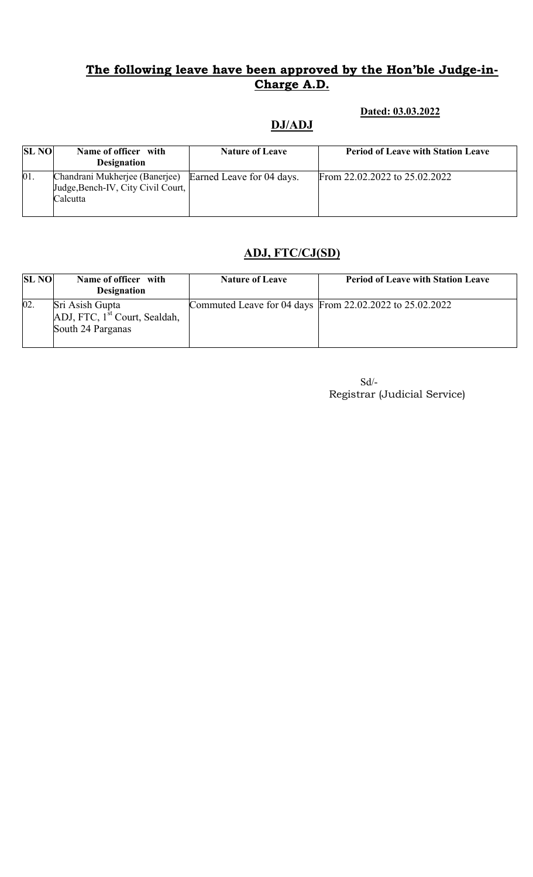## The following leave have been approved by the Hon'ble Judge-in-Charge A.D.

**Dated: 03.03.2022**

### DJ/ADJ

| SL NO | Name of officer with Designation | Nature of Leave | Period of Leave with Station Leave |
|---|---|---|---|
| 01. | Chandrani Mukherjee (Banerjee) Judge,Bench-IV, City Civil Court, Calcutta | Earned Leave for 04 days. | From 22.02.2022 to 25.02.2022 |

### ADJ, FTC/CJ(SD)

| SL NO | Name of officer with Designation | Nature of Leave | Period of Leave with Station Leave |
|---|---|---|---|
| 02. | Sri Asish Gupta ADJ, FTC, 1st Court, Sealdah, South 24 Parganas | Commuted Leave for 04 days | From 22.02.2022 to 25.02.2022 |

Sd/-
Registrar (Judicial Service)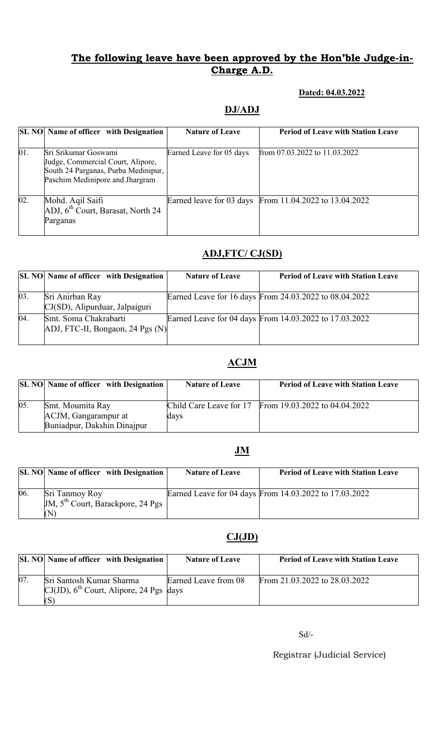## **The following leave have been approved by the Hon'ble Judge-in-Charge A.D.**

**Dated: 04.03.2022**

### **DJ/ADJ**

| SL NO | Name of officer with Designation | Nature of Leave | Period of Leave with Station Leave |
|---|---|---|---|
| 01. | Sri Srikumar Goswami Judge, Commercial Court, Alipore, South 24 Parganas, Purba Medinipur, Paschim Medinipore and Jhargram | Earned Leave for 05 days | from 07.03.2022 to 11.03.2022 |
| 02. | Mohd. Aqil Saifi ADJ, 6th Court, Barasat, North 24 Parganas | Earned leave for 03 days | From 11.04.2022 to 13.04.2022 |

### **ADJ,FTC/ CJ(SD)**

| SL NO | Name of officer with Designation | Nature of Leave | Period of Leave with Station Leave |
|---|---|---|---|
| 03. | Sri Anirban Ray CJ(SD), Alipurduar, Jalpaiguri | Earned Leave for 16 days | From 24.03.2022 to 08.04.2022 |
| 04. | Smt. Soma Chakrabarti ADJ, FTC-II, Bongaon, 24 Pgs (N) | Earned Leave for 04 days | From 14.03.2022 to 17.03.2022 |

### **ACJM**

| SL NO | Name of officer with Designation | Nature of Leave | Period of Leave with Station Leave |
|---|---|---|---|
| 05. | Smt. Moumita Ray ACJM, Gangarampur at Buniadpur, Dakshin Dinajpur | Child Care Leave for 17 days | From 19.03.2022 to 04.04.2022 |

### **JM**

| SL NO | Name of officer with Designation | Nature of Leave | Period of Leave with Station Leave |
|---|---|---|---|
| 06. | Sri Tanmoy Roy JM, 5th Court, Barackpore, 24 Pgs (N) | Earned Leave for 04 days | From 14.03.2022 to 17.03.2022 |

### **CJ(JD)**

| SL NO | Name of officer with Designation | Nature of Leave | Period of Leave with Station Leave |
|---|---|---|---|
| 07. | Sri Santosh Kumar Sharma CJ(JD), 6th Court, Alipore, 24 Pgs (S) | Earned Leave from 08 days | From 21.03.2022 to 28.03.2022 |

Sd/-

Registrar (Judicial Service)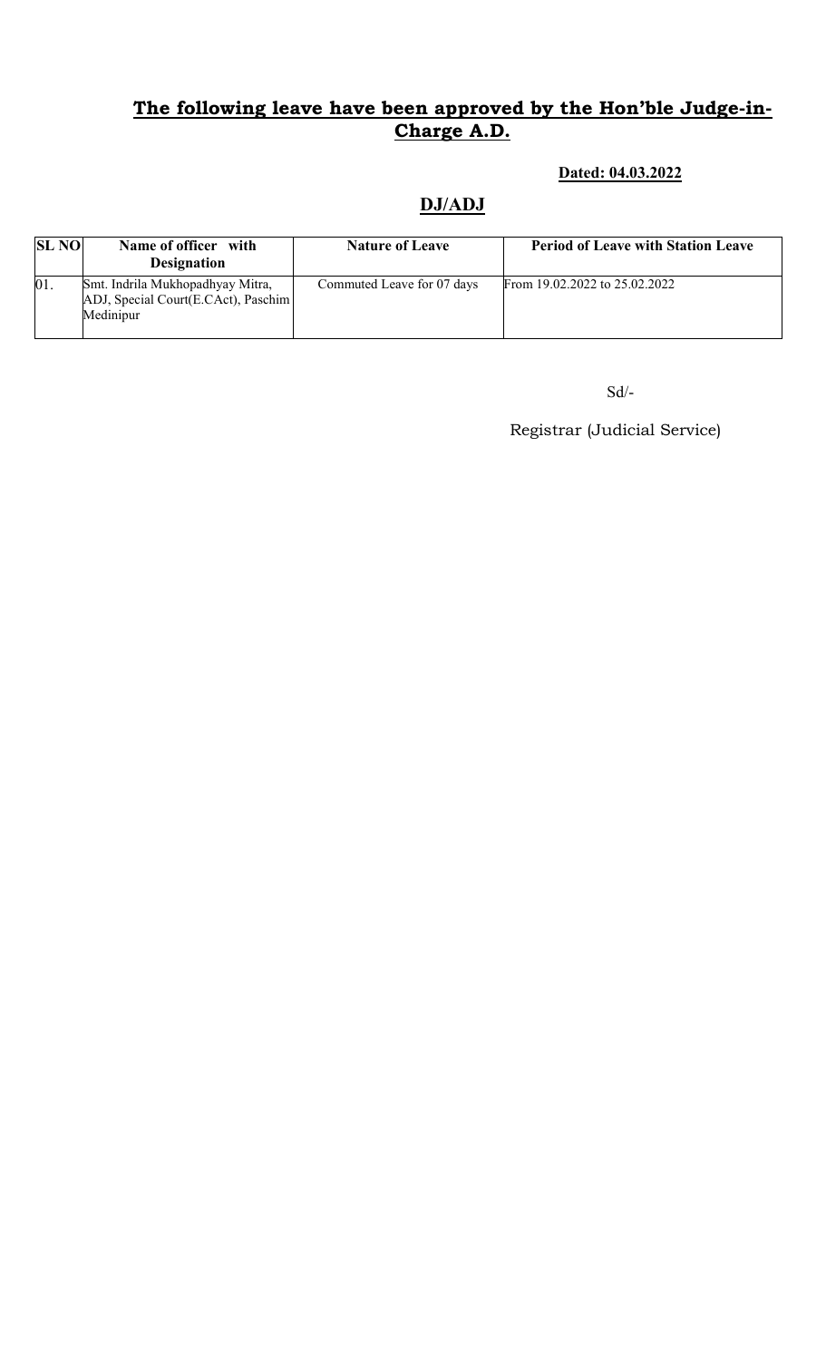## The following leave have been approved by the Hon'ble Judge-in-Charge A.D.

**Dated: 04.03.2022**

## DJ/ADJ

| SL NO | Name of officer with Designation | Nature of Leave | Period of Leave with Station Leave |
|---|---|---|---|
| 01. | Smt. Indrila Mukhopadhyay Mitra, ADJ, Special Court(E.CAct), Paschim Medinipur | Commuted Leave for 07 days | From 19.02.2022 to 25.02.2022 |

Sd/-

Registrar (Judicial Service)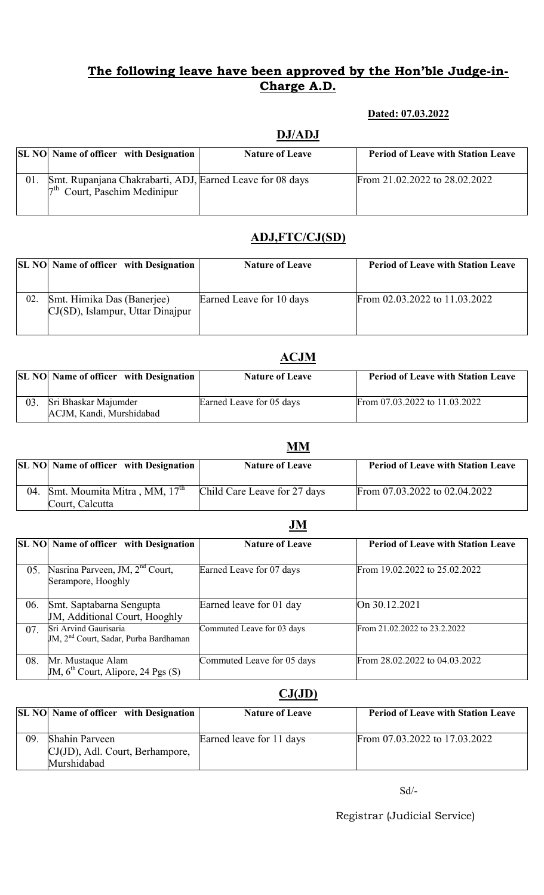## The following leave have been approved by the Hon'ble Judge-in-Charge A.D.

**Dated: 07.03.2022**

### DJ/ADJ

| SL NO | Name of officer with Designation | Nature of Leave | Period of Leave with Station Leave |
|---|---|---|---|
| 01. | Smt. Rupanjana Chakrabarti, ADJ, 7th Court, Paschim Medinipur | Earned Leave for 08 days | From 21.02.2022 to 28.02.2022 |

### ADJ,FTC/CJ(SD)

| SL NO | Name of officer with Designation | Nature of Leave | Period of Leave with Station Leave |
|---|---|---|---|
| 02. | Smt. Himika Das (Banerjee) CJ(SD), Islampur, Uttar Dinajpur | Earned Leave for 10 days | From 02.03.2022 to 11.03.2022 |

### ACJM

| SL NO | Name of officer with Designation | Nature of Leave | Period of Leave with Station Leave |
|---|---|---|---|
| 03. | Sri Bhaskar Majumder ACJM, Kandi, Murshidabad | Earned Leave for 05 days | From 07.03.2022 to 11.03.2022 |

### MM

| SL NO | Name of officer with Designation | Nature of Leave | Period of Leave with Station Leave |
|---|---|---|---|
| 04. | Smt. Moumita Mitra , MM, 17th Court, Calcutta | Child Care Leave for 27 days | From 07.03.2022 to 02.04.2022 |

### JM

| SL NO | Name of officer with Designation | Nature of Leave | Period of Leave with Station Leave |
|---|---|---|---|
| 05. | Nasrina Parveen, JM, 2nd Court, Serampore, Hooghly | Earned Leave for 07 days | From 19.02.2022 to 25.02.2022 |
| 06. | Smt. Saptabarna Sengupta JM, Additional Court, Hooghly | Earned leave for 01 day | On 30.12.2021 |
| 07. | Sri Arvind Gaurisaria JM, 2nd Court, Sadar, Purba Bardhaman | Commuted Leave for 03 days | From 21.02.2022 to 23.2.2022 |
| 08. | Mr. Mustaque Alam JM, 6th Court, Alipore, 24 Pgs (S) | Commuted Leave for 05 days | From 28.02.2022 to 04.03.2022 |

### CJ(JD)

| SL NO | Name of officer with Designation | Nature of Leave | Period of Leave with Station Leave |
|---|---|---|---|
| 09. | Shahin Parveen CJ(JD), Adl. Court, Berhampore, Murshidabad | Earned leave for 11 days | From 07.03.2022 to 17.03.2022 |

Sd/-

Registrar (Judicial Service)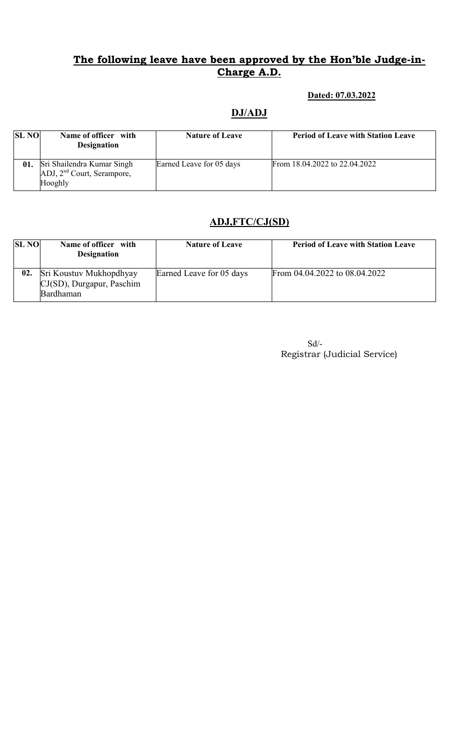## The following leave have been approved by the Hon'ble Judge-in-Charge A.D.

**Dated: 07.03.2022**

### DJ/ADJ

| SL NO | Name of officer with Designation | Nature of Leave | Period of Leave with Station Leave |
|---|---|---|---|
| 01. | Sri Shailendra Kumar Singh ADJ, 2nd Court, Serampore, Hooghly | Earned Leave for 05 days | From 18.04.2022 to 22.04.2022 |

### ADJ,FTC/CJ(SD)

| SL NO | Name of officer with Designation | Nature of Leave | Period of Leave with Station Leave |
|---|---|---|---|
| 02. | Sri Koustuv Mukhopdhyay CJ(SD), Durgapur, Paschim Bardhaman | Earned Leave for 05 days | From 04.04.2022 to 08.04.2022 |

Sd/-
Registrar (Judicial Service)